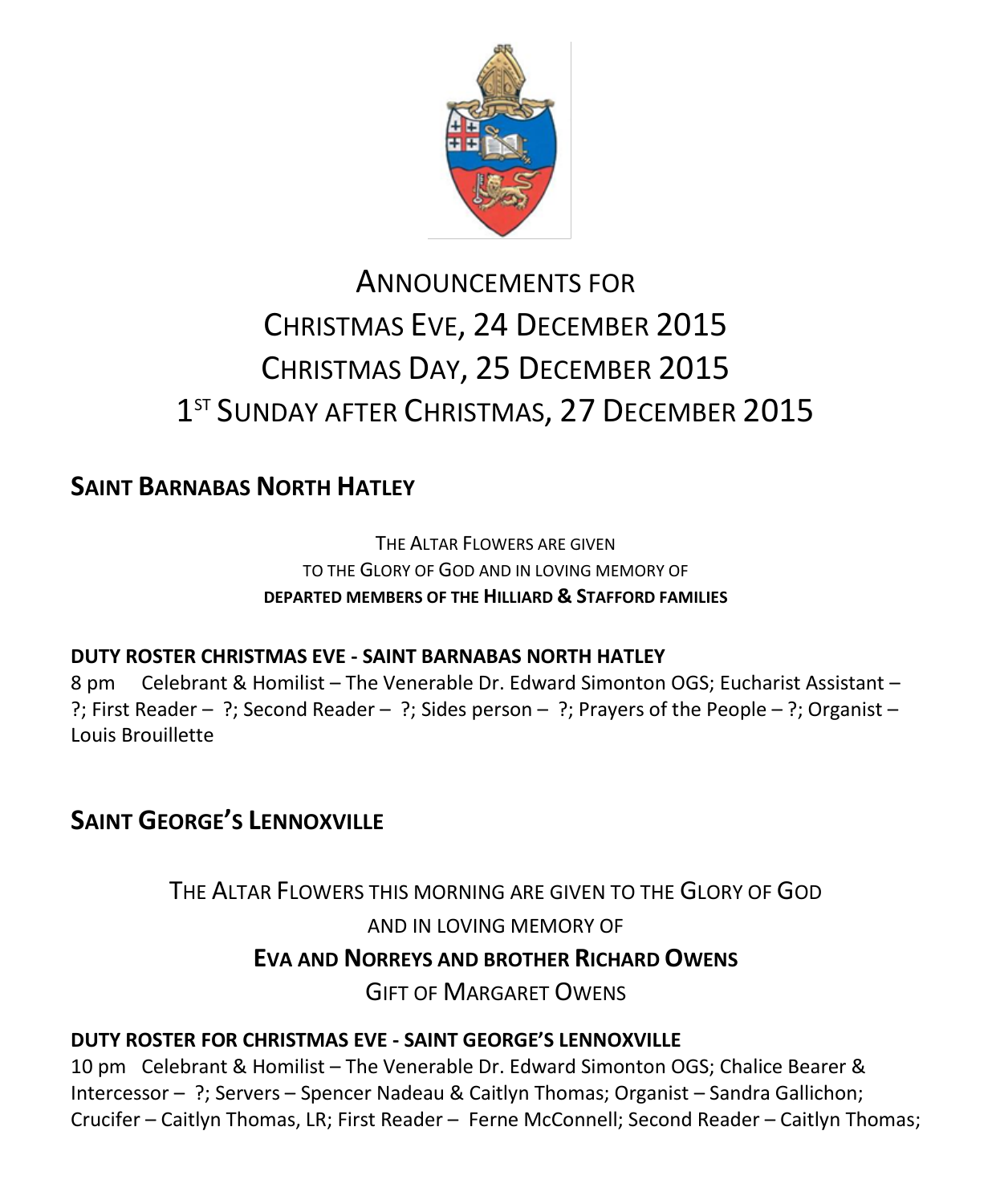# ANNOUNCEMENTS FOR CHRISTMAS EVE, 24 DECEMBER 2015 CHRISTMAS DAY, 25 DECEMBER 2015 1ST SUNDAY AFTER CHRISTMAS, 27 DECEMBER 2015

## SAINT BARNABAS NORTH HATLEY

THE ALTAR FLOWERS ARE GIVEN
TO THE GLORY OF GOD AND IN LOVING MEMORY OF
**DEPARTED MEMBERS OF THE HILLIARD & STAFFORD FAMILIES**

**DUTY ROSTER CHRISTMAS EVE - SAINT BARNABAS NORTH HATLEY**
8 pm Celebrant & Homilist – The Venerable Dr. Edward Simonton OGS; Eucharist Assistant – ?; First Reader – ?; Second Reader – ?; Sides person – ?; Prayers of the People – ?; Organist – Louis Brouillette

## SAINT GEORGE'S LENNOXVILLE

THE ALTAR FLOWERS THIS MORNING ARE GIVEN TO THE GLORY OF GOD
AND IN LOVING MEMORY OF
**EVA AND NORREYS AND BROTHER RICHARD OWENS**
GIFT OF MARGARET OWENS

**DUTY ROSTER FOR CHRISTMAS EVE - SAINT GEORGE'S LENNOXVILLE**
10 pm Celebrant & Homilist – The Venerable Dr. Edward Simonton OGS; Chalice Bearer & Intercessor – ?; Servers – Spencer Nadeau & Caitlyn Thomas; Organist – Sandra Gallichon; Crucifer – Caitlyn Thomas, LR; First Reader – Ferne McConnell; Second Reader – Caitlyn Thomas;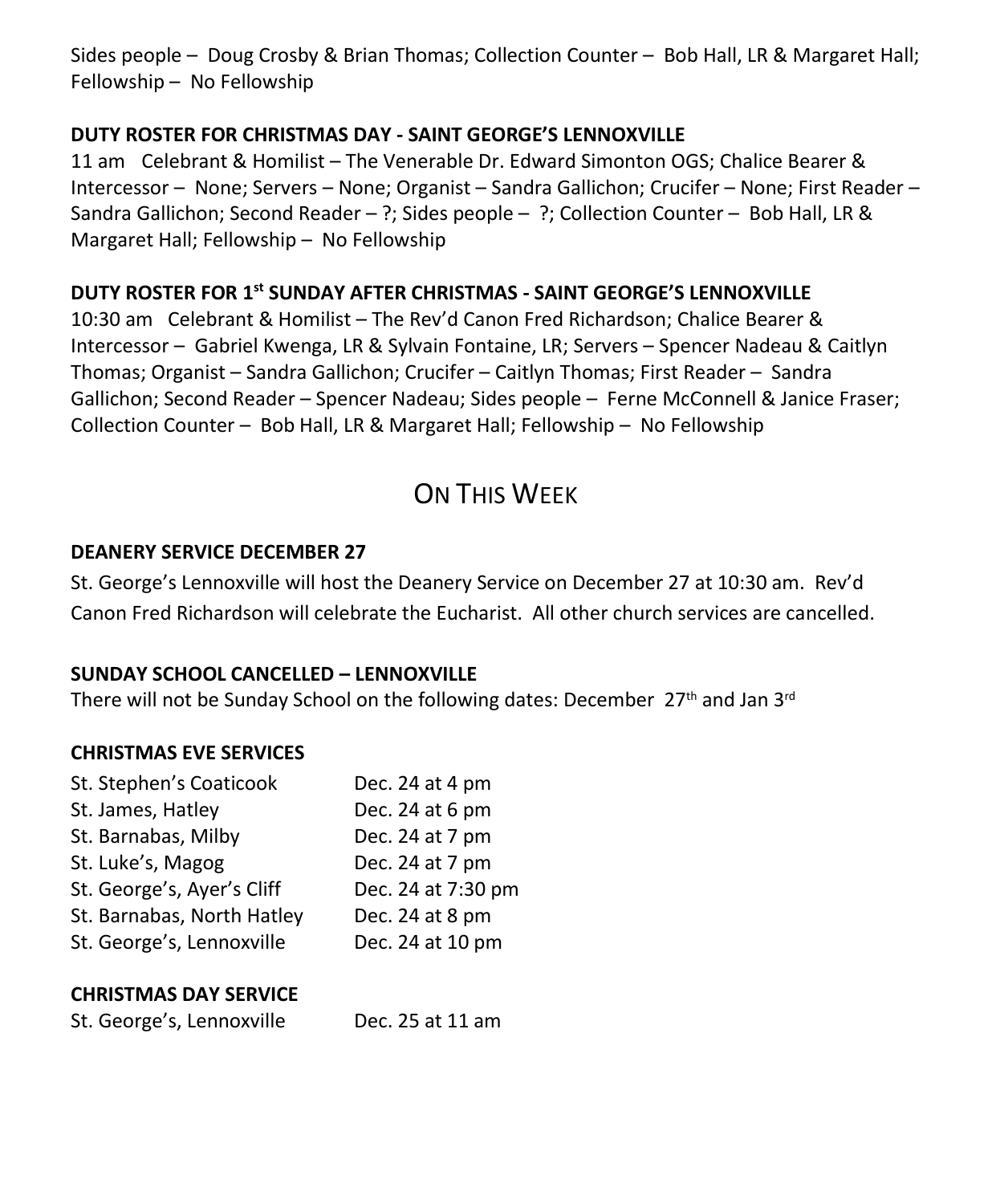Sides people – Doug Crosby & Brian Thomas; Collection Counter – Bob Hall, LR & Margaret Hall; Fellowship – No Fellowship

**DUTY ROSTER FOR CHRISTMAS DAY - SAINT GEORGE'S LENNOXVILLE**

11 am Celebrant & Homilist – The Venerable Dr. Edward Simonton OGS; Chalice Bearer & Intercessor – None; Servers – None; Organist – Sandra Gallichon; Crucifer – None; First Reader – Sandra Gallichon; Second Reader – ?; Sides people – ?; Collection Counter – Bob Hall, LR & Margaret Hall; Fellowship – No Fellowship

**DUTY ROSTER FOR 1st SUNDAY AFTER CHRISTMAS - SAINT GEORGE'S LENNOXVILLE**

10:30 am Celebrant & Homilist – The Rev'd Canon Fred Richardson; Chalice Bearer & Intercessor – Gabriel Kwenga, LR & Sylvain Fontaine, LR; Servers – Spencer Nadeau & Caitlyn Thomas; Organist – Sandra Gallichon; Crucifer – Caitlyn Thomas; First Reader – Sandra Gallichon; Second Reader – Spencer Nadeau; Sides people – Ferne McConnell & Janice Fraser; Collection Counter – Bob Hall, LR & Margaret Hall; Fellowship – No Fellowship

# ON THIS WEEK

**DEANERY SERVICE DECEMBER 27**

St. George's Lennoxville will host the Deanery Service on December 27 at 10:30 am. Rev'd Canon Fred Richardson will celebrate the Eucharist. All other church services are cancelled.

**SUNDAY SCHOOL CANCELLED – LENNOXVILLE**

There will not be Sunday School on the following dates: December 27th and Jan 3rd

**CHRISTMAS EVE SERVICES**

| | |
|---|---|
| St. Stephen's Coaticook | Dec. 24 at 4 pm |
| St. James, Hatley | Dec. 24 at 6 pm |
| St. Barnabas, Milby | Dec. 24 at 7 pm |
| St. Luke's, Magog | Dec. 24 at 7 pm |
| St. George's, Ayer's Cliff | Dec. 24 at 7:30 pm |
| St. Barnabas, North Hatley | Dec. 24 at 8 pm |
| St. George's, Lennoxville | Dec. 24 at 10 pm |

**CHRISTMAS DAY SERVICE**

| | |
|---|---|
| St. George's, Lennoxville | Dec. 25 at 11 am |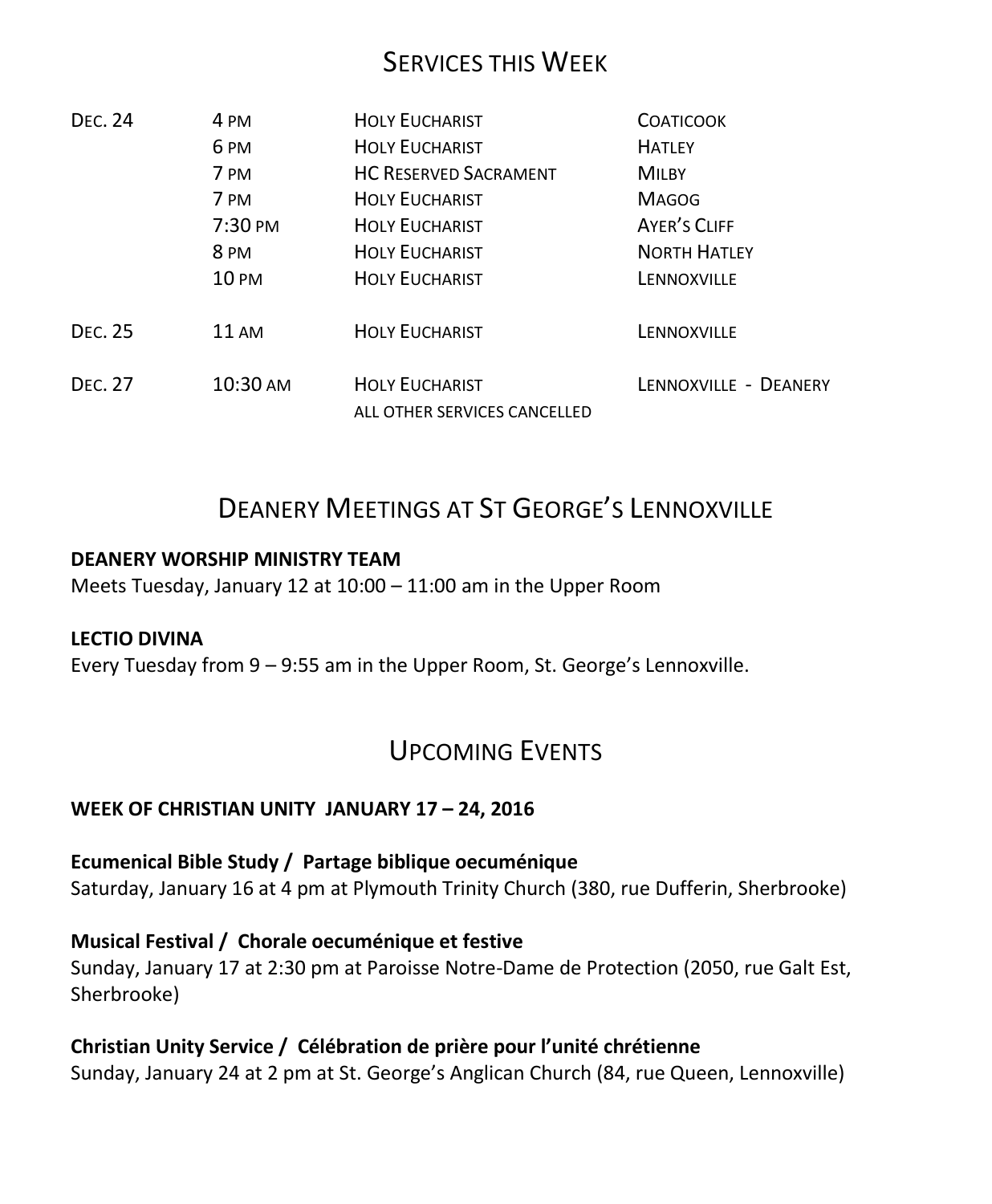## Services this Week

| | | | |
|---|---|---|---|
| Dec. 24 | 4 pm | Holy Eucharist | Coaticook |
| | 6 pm | Holy Eucharist | Hatley |
| | 7 pm | HC Reserved Sacrament | Milby |
| | 7 pm | Holy Eucharist | Magog |
| | 7:30 pm | Holy Eucharist | Ayer's Cliff |
| | 8 pm | Holy Eucharist | North Hatley |
| | 10 pm | Holy Eucharist | Lennoxville |
| Dec. 25 | 11 am | Holy Eucharist | Lennoxville |
| Dec. 27 | 10:30 am | Holy Eucharist<br>all other services cancelled | Lennoxville - Deanery |

## Deanery Meetings at St George's Lennoxville

**DEANERY WORSHIP MINISTRY TEAM**
Meets Tuesday, January 12 at 10:00 – 11:00 am in the Upper Room

**LECTIO DIVINA**
Every Tuesday from 9 – 9:55 am in the Upper Room, St. George's Lennoxville.

## Upcoming Events

**WEEK OF CHRISTIAN UNITY JANUARY 17 – 24, 2016**

**Ecumenical Bible Study / Partage biblique oecuménique**
Saturday, January 16 at 4 pm at Plymouth Trinity Church (380, rue Dufferin, Sherbrooke)

**Musical Festival / Chorale oecuménique et festive**
Sunday, January 17 at 2:30 pm at Paroisse Notre-Dame de Protection (2050, rue Galt Est, Sherbrooke)

**Christian Unity Service / Célébration de prière pour l'unité chrétienne**
Sunday, January 24 at 2 pm at St. George's Anglican Church (84, rue Queen, Lennoxville)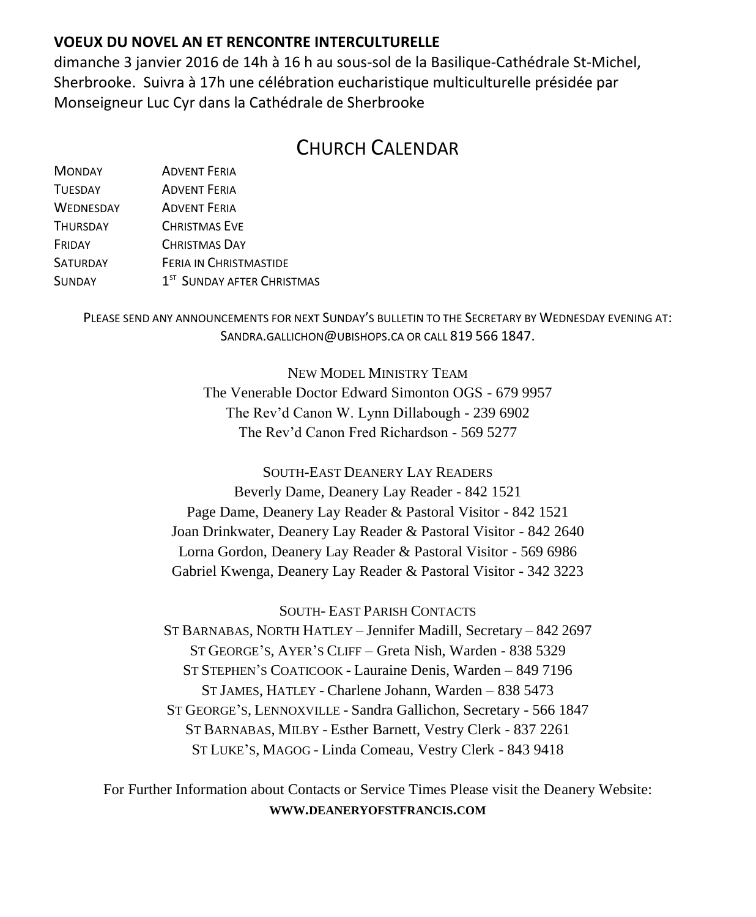**VOEUX DU NOVEL AN ET RENCONTRE INTERCULTURELLE**

dimanche 3 janvier 2016 de 14h à 16 h au sous-sol de la Basilique-Cathédrale St-Michel, Sherbrooke. Suivra à 17h une célébration eucharistique multiculturelle présidée par Monseigneur Luc Cyr dans la Cathédrale de Sherbrooke

# CHURCH CALENDAR

| | |
|---|---|
| MONDAY | ADVENT FERIA |
| TUESDAY | ADVENT FERIA |
| WEDNESDAY | ADVENT FERIA |
| THURSDAY | CHRISTMAS EVE |
| FRIDAY | CHRISTMAS DAY |
| SATURDAY | FERIA IN CHRISTMASTIDE |
| SUNDAY | 1ST SUNDAY AFTER CHRISTMAS |

PLEASE SEND ANY ANNOUNCEMENTS FOR NEXT SUNDAY'S BULLETIN TO THE SECRETARY BY WEDNESDAY EVENING AT: SANDRA.GALLICHON@UBISHOPS.CA OR CALL 819 566 1847.

NEW MODEL MINISTRY TEAM

The Venerable Doctor Edward Simonton OGS - 679 9957
The Rev'd Canon W. Lynn Dillabough - 239 6902
The Rev'd Canon Fred Richardson - 569 5277

SOUTH-EAST DEANERY LAY READERS

Beverly Dame, Deanery Lay Reader - 842 1521
Page Dame, Deanery Lay Reader & Pastoral Visitor - 842 1521
Joan Drinkwater, Deanery Lay Reader & Pastoral Visitor - 842 2640
Lorna Gordon, Deanery Lay Reader & Pastoral Visitor - 569 6986
Gabriel Kwenga, Deanery Lay Reader & Pastoral Visitor - 342 3223

SOUTH- EAST PARISH CONTACTS

ST BARNABAS, NORTH HATLEY – Jennifer Madill, Secretary – 842 2697
ST GEORGE'S, AYER'S CLIFF – Greta Nish, Warden - 838 5329
ST STEPHEN'S COATICOOK - Lauraine Denis, Warden – 849 7196
ST JAMES, HATLEY - Charlene Johann, Warden – 838 5473
ST GEORGE'S, LENNOXVILLE - Sandra Gallichon, Secretary - 566 1847
ST BARNABAS, MILBY - Esther Barnett, Vestry Clerk - 837 2261
ST LUKE'S, MAGOG - Linda Comeau, Vestry Clerk - 843 9418

For Further Information about Contacts or Service Times Please visit the Deanery Website:
**WWW.DEANERYOFSTFRANCIS.COM**